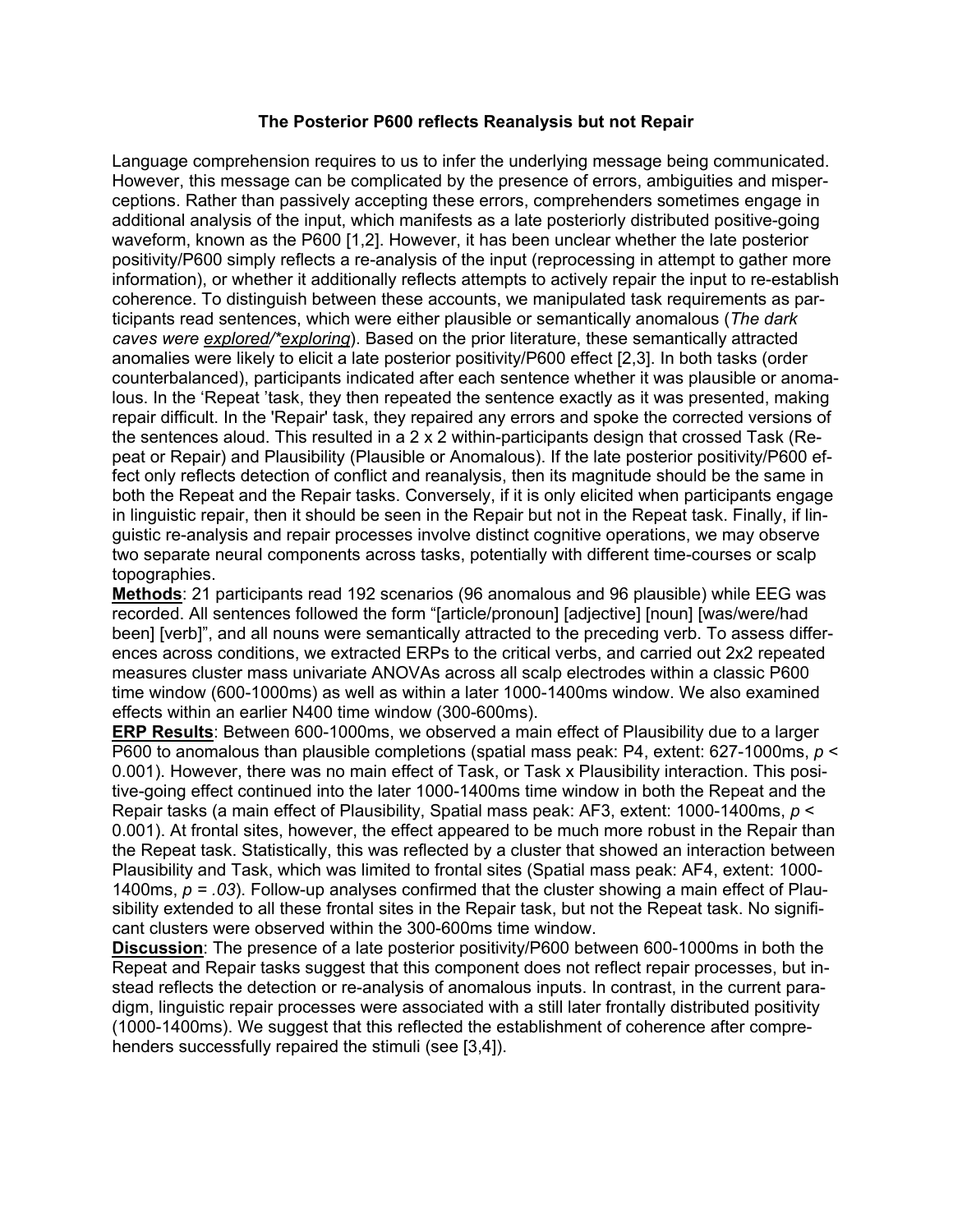# The Posterior P600 reflects Reanalysis but not Repair

Language comprehension requires to us to infer the underlying message being communicated. However, this message can be complicated by the presence of errors, ambiguities and misperceptions. Rather than passively accepting these errors, comprehenders sometimes engage in additional analysis of the input, which manifests as a late posteriorly distributed positive-going waveform, known as the P600 [1,2]. However, it has been unclear whether the late posterior positivity/P600 simply reflects a re-analysis of the input (reprocessing in attempt to gather more information), or whether it additionally reflects attempts to actively repair the input to re-establish coherence. To distinguish between these accounts, we manipulated task requirements as participants read sentences, which were either plausible or semantically anomalous (*The dark caves were* *explored/\*exploring*). Based on the prior literature, these semantically attracted anomalies were likely to elicit a late posterior positivity/P600 effect [2,3]. In both tasks (order counterbalanced), participants indicated after each sentence whether it was plausible or anomalous. In the 'Repeat 'task, they then repeated the sentence exactly as it was presented, making repair difficult. In the 'Repair' task, they repaired any errors and spoke the corrected versions of the sentences aloud. This resulted in a 2 x 2 within-participants design that crossed Task (Repeat or Repair) and Plausibility (Plausible or Anomalous). If the late posterior positivity/P600 effect only reflects detection of conflict and reanalysis, then its magnitude should be the same in both the Repeat and the Repair tasks. Conversely, if it is only elicited when participants engage in linguistic repair, then it should be seen in the Repair but not in the Repeat task. Finally, if linguistic re-analysis and repair processes involve distinct cognitive operations, we may observe two separate neural components across tasks, potentially with different time-courses or scalp topographies.

**Methods**: 21 participants read 192 scenarios (96 anomalous and 96 plausible) while EEG was recorded. All sentences followed the form "[article/pronoun] [adjective] [noun] [was/were/had been] [verb]", and all nouns were semantically attracted to the preceding verb. To assess differences across conditions, we extracted ERPs to the critical verbs, and carried out 2x2 repeated measures cluster mass univariate ANOVAs across all scalp electrodes within a classic P600 time window (600-1000ms) as well as within a later 1000-1400ms window. We also examined effects within an earlier N400 time window (300-600ms).

**ERP Results**: Between 600-1000ms, we observed a main effect of Plausibility due to a larger P600 to anomalous than plausible completions (spatial mass peak: P4, extent: 627-1000ms, $p < 0.001$). However, there was no main effect of Task, or Task x Plausibility interaction. This positive-going effect continued into the later 1000-1400ms time window in both the Repeat and the Repair tasks (a main effect of Plausibility, Spatial mass peak: AF3, extent: 1000-1400ms, $p < 0.001$). At frontal sites, however, the effect appeared to be much more robust in the Repair than the Repeat task. Statistically, this was reflected by a cluster that showed an interaction between Plausibility and Task, which was limited to frontal sites (Spatial mass peak: AF4, extent: 1000-1400ms, $p = .03$). Follow-up analyses confirmed that the cluster showing a main effect of Plausibility extended to all these frontal sites in the Repair task, but not the Repeat task. No significant clusters were observed within the 300-600ms time window.

**Discussion**: The presence of a late posterior positivity/P600 between 600-1000ms in both the Repeat and Repair tasks suggest that this component does not reflect repair processes, but instead reflects the detection or re-analysis of anomalous inputs. In contrast, in the current paradigm, linguistic repair processes were associated with a still later frontally distributed positivity (1000-1400ms). We suggest that this reflected the establishment of coherence after comprehenders successfully repaired the stimuli (see [3,4]).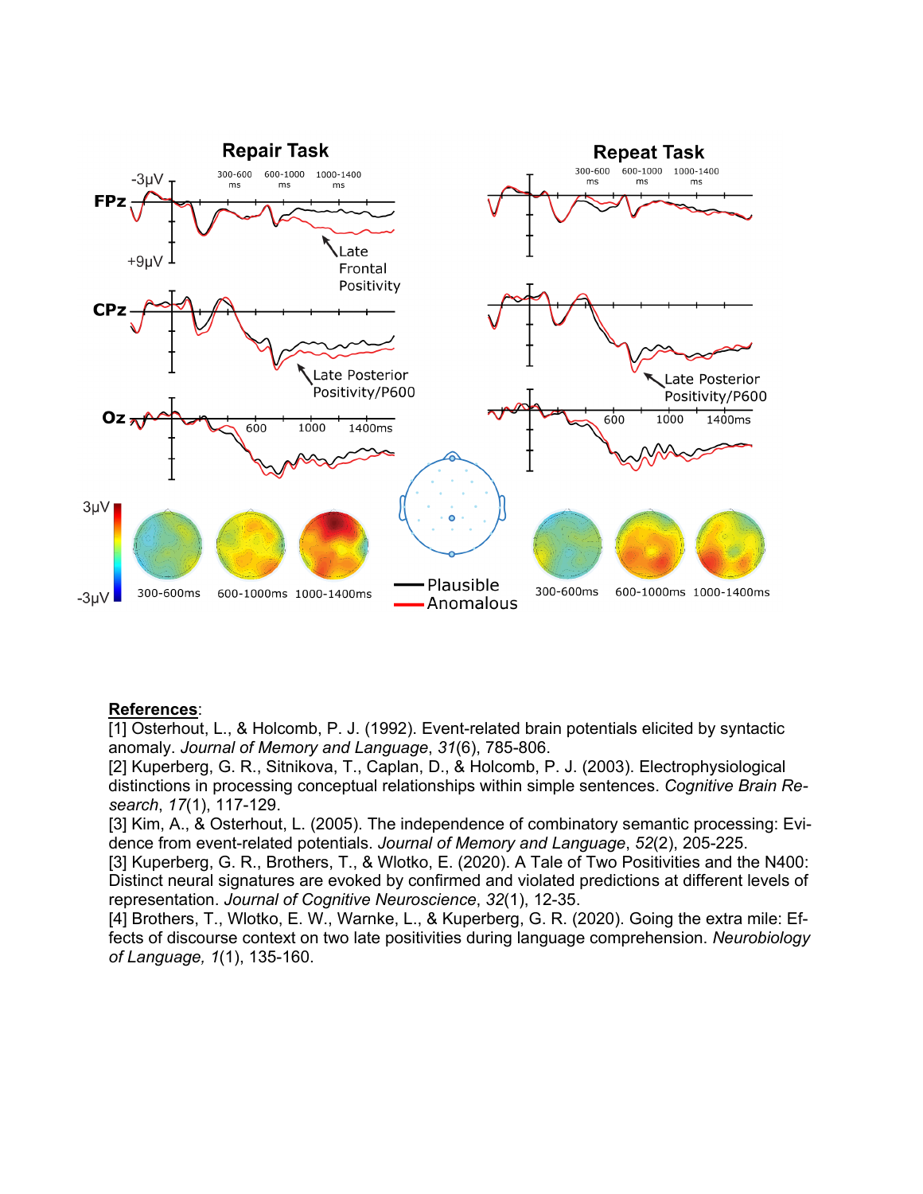Repair Task

Repeat Task

FPz

CPz

Oz

-3μV

+9μV

300-600 ms

600-1000 ms

1000-1400 ms

Late Frontal Positivity

Late Posterior Positivity/P600

600

1000

1400ms

3μV

-3μV

300-600ms

600-1000ms

1000-1400ms

Plausible

Anomalous

**References**:

[1] Osterhout, L., & Holcomb, P. J. (1992). Event-related brain potentials elicited by syntactic anomaly. *Journal of Memory and Language*, *31*(6), 785-806.

[2] Kuperberg, G. R., Sitnikova, T., Caplan, D., & Holcomb, P. J. (2003). Electrophysiological distinctions in processing conceptual relationships within simple sentences. *Cognitive Brain Research*, *17*(1), 117-129.

[3] Kim, A., & Osterhout, L. (2005). The independence of combinatory semantic processing: Evidence from event-related potentials. *Journal of Memory and Language*, *52*(2), 205-225.

[3] Kuperberg, G. R., Brothers, T., & Wlotko, E. (2020). A Tale of Two Positivities and the N400: Distinct neural signatures are evoked by confirmed and violated predictions at different levels of representation. *Journal of Cognitive Neuroscience*, *32*(1), 12-35.

[4] Brothers, T., Wlotko, E. W., Warnke, L., & Kuperberg, G. R. (2020). Going the extra mile: Effects of discourse context on two late positivities during language comprehension. *Neurobiology of Language, 1*(1), 135-160.